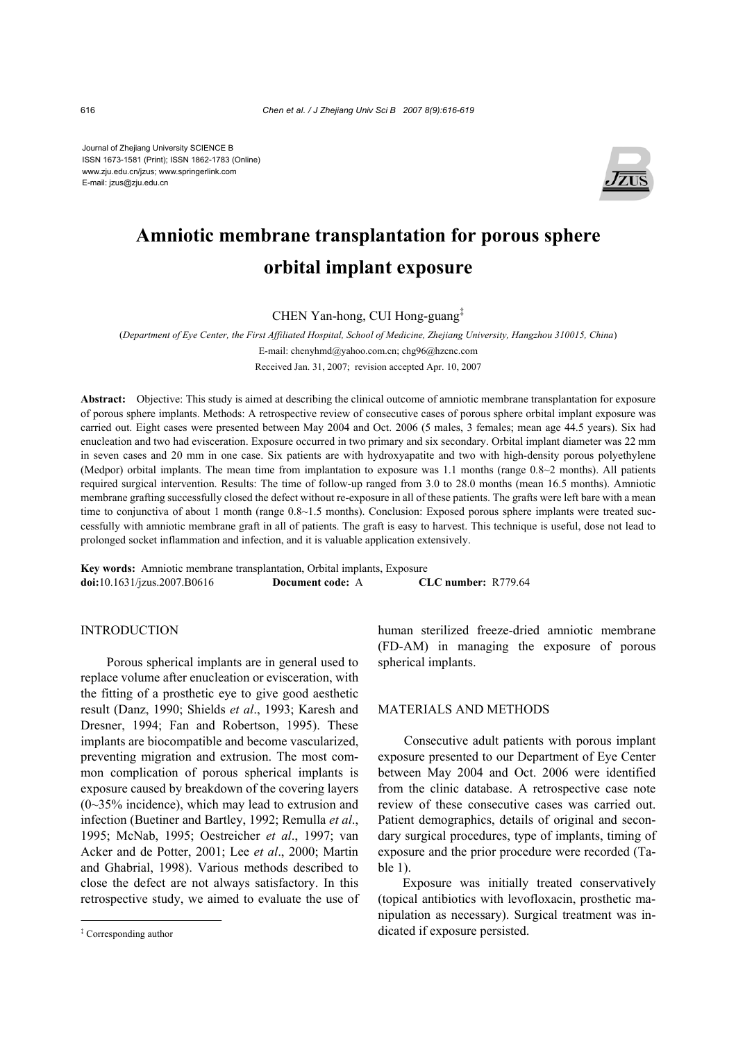Journal of Zhejiang University SCIENCE B
ISSN 1673-1581 (Print); ISSN 1862-1783 (Online)
www.zju.edu.cn/jzus; www.springerlink.com
E-mail: jzus@zju.edu.cn

# Amniotic membrane transplantation for porous sphere orbital implant exposure

CHEN Yan-hong, CUI Hong-guang[‡]

(*Department of Eye Center, the First Affiliated Hospital, School of Medicine, Zhejiang University, Hangzhou 310015, China*)

E-mail: chenyhmd@yahoo.com.cn; chg96@hzcnc.com

Received Jan. 31, 2007; revision accepted Apr. 10, 2007

**Abstract:** Objective: This study is aimed at describing the clinical outcome of amniotic membrane transplantation for exposure of porous sphere implants. Methods: A retrospective review of consecutive cases of porous sphere orbital implant exposure was carried out. Eight cases were presented between May 2004 and Oct. 2006 (5 males, 3 females; mean age 44.5 years). Six had enucleation and two had evisceration. Exposure occurred in two primary and six secondary. Orbital implant diameter was 22 mm in seven cases and 20 mm in one case. Six patients are with hydroxyapatite and two with high-density porous polyethylene (Medpor) orbital implants. The mean time from implantation to exposure was 1.1 months (range 0.8~2 months). All patients required surgical intervention. Results: The time of follow-up ranged from 3.0 to 28.0 months (mean 16.5 months). Amniotic membrane grafting successfully closed the defect without re-exposure in all of these patients. The grafts were left bare with a mean time to conjunctiva of about 1 month (range 0.8~1.5 months). Conclusion: Exposed porous sphere implants were treated successfully with amniotic membrane graft in all of patients. The graft is easy to harvest. This technique is useful, dose not lead to prolonged socket inflammation and infection, and it is valuable application extensively.

**Key words:** Amniotic membrane transplantation, Orbital implants, Exposure
**doi:**10.1631/jzus.2007.B0616 **Document code:** A **CLC number:** R779.64

## INTRODUCTION

Porous spherical implants are in general used to replace volume after enucleation or evisceration, with the fitting of a prosthetic eye to give good aesthetic result (Danz, 1990; Shields *et al*., 1993; Karesh and Dresner, 1994; Fan and Robertson, 1995). These implants are biocompatible and become vascularized, preventing migration and extrusion. The most common complication of porous spherical implants is exposure caused by breakdown of the covering layers (0~35% incidence), which may lead to extrusion and infection (Buetiner and Bartley, 1992; Remulla *et al*., 1995; McNab, 1995; Oestreicher *et al*., 1997; van Acker and de Potter, 2001; Lee *et al*., 2000; Martin and Ghabrial, 1998). Various methods described to close the defect are not always satisfactory. In this retrospective study, we aimed to evaluate the use of human sterilized freeze-dried amniotic membrane (FD-AM) in managing the exposure of porous spherical implants.

## MATERIALS AND METHODS

Consecutive adult patients with porous implant exposure presented to our Department of Eye Center between May 2004 and Oct. 2006 were identified from the clinic database. A retrospective case note review of these consecutive cases was carried out. Patient demographics, details of original and secondary surgical procedures, type of implants, timing of exposure and the prior procedure were recorded (Table 1).

Exposure was initially treated conservatively (topical antibiotics with levofloxacin, prosthetic manipulation as necessary). Surgical treatment was indicated if exposure persisted.

[‡] Corresponding author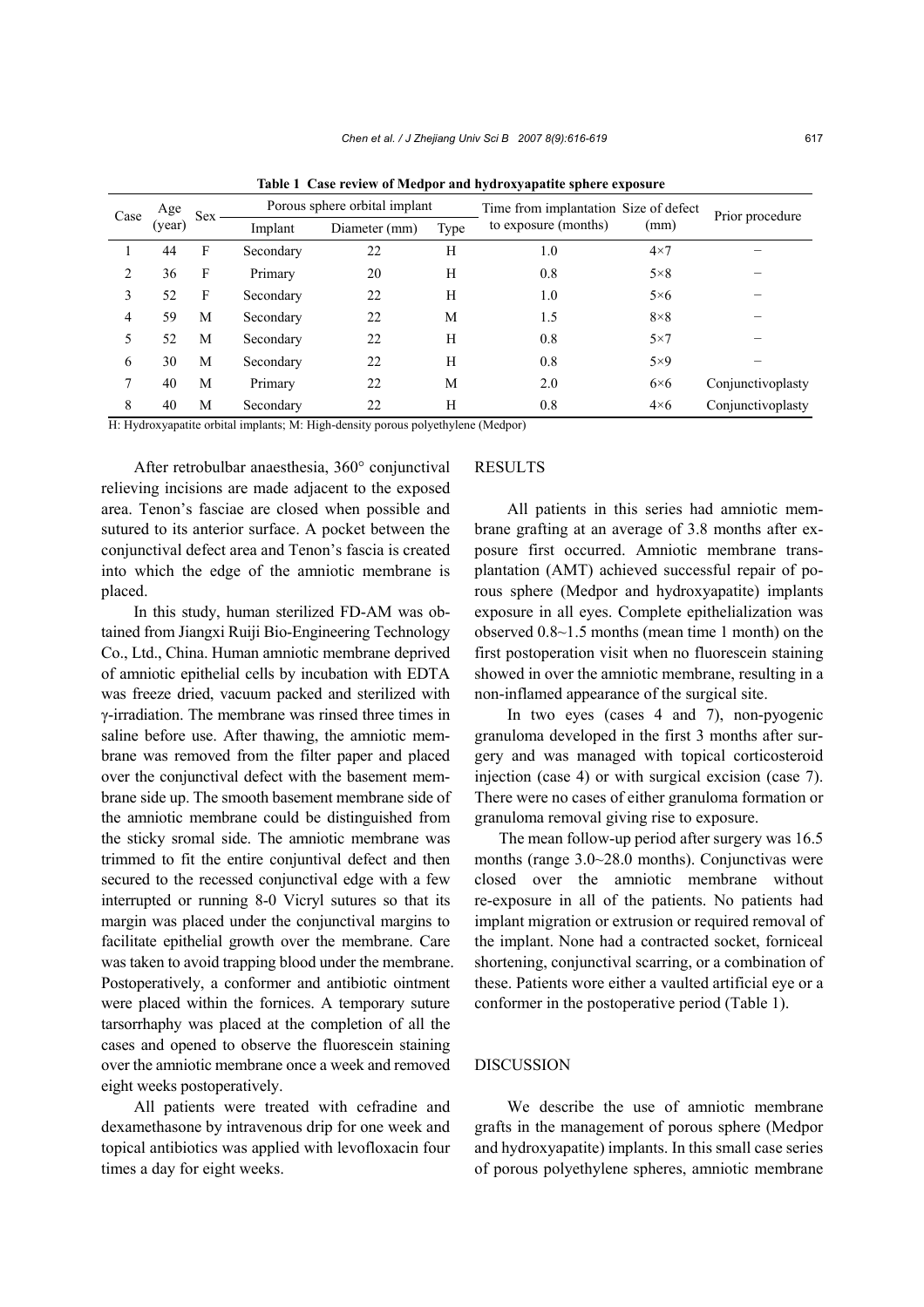**Table 1 Case review of Medpor and hydroxyapatite sphere exposure**

| Case | Age (year) | Sex | Porous sphere orbital implant | | | Time from implantation to exposure (months) | Size of defect (mm) | Prior procedure |
|---|---|---|---|---|---|---|---|---|
| | | | Implant | Diameter (mm) | Type | | | |
| 1 | 44 | F | Secondary | 22 | H | 1.0 | 4×7 | − |
| 2 | 36 | F | Primary | 20 | H | 0.8 | 5×8 | − |
| 3 | 52 | F | Secondary | 22 | H | 1.0 | 5×6 | − |
| 4 | 59 | M | Secondary | 22 | M | 1.5 | 8×8 | − |
| 5 | 52 | M | Secondary | 22 | H | 0.8 | 5×7 | − |
| 6 | 30 | M | Secondary | 22 | H | 0.8 | 5×9 | − |
| 7 | 40 | M | Primary | 22 | M | 2.0 | 6×6 | Conjunctivoplasty |
| 8 | 40 | M | Secondary | 22 | H | 0.8 | 4×6 | Conjunctivoplasty |

H: Hydroxyapatite orbital implants; M: High-density porous polyethylene (Medpor)

After retrobulbar anaesthesia, 360° conjunctival relieving incisions are made adjacent to the exposed area. Tenon's fasciae are closed when possible and sutured to its anterior surface. A pocket between the conjunctival defect area and Tenon's fascia is created into which the edge of the amniotic membrane is placed.

In this study, human sterilized FD-AM was obtained from Jiangxi Ruiji Bio-Engineering Technology Co., Ltd., China. Human amniotic membrane deprived of amniotic epithelial cells by incubation with EDTA was freeze dried, vacuum packed and sterilized with γ-irradiation. The membrane was rinsed three times in saline before use. After thawing, the amniotic membrane was removed from the filter paper and placed over the conjunctival defect with the basement membrane side up. The smooth basement membrane side of the amniotic membrane could be distinguished from the sticky sromal side. The amniotic membrane was trimmed to fit the entire conjuntival defect and then secured to the recessed conjunctival edge with a few interrupted or running 8-0 Vicryl sutures so that its margin was placed under the conjunctival margins to facilitate epithelial growth over the membrane. Care was taken to avoid trapping blood under the membrane. Postoperatively, a conformer and antibiotic ointment were placed within the fornices. A temporary suture tarsorrhaphy was placed at the completion of all the cases and opened to observe the fluorescein staining over the amniotic membrane once a week and removed eight weeks postoperatively.

All patients were treated with cefradine and dexamethasone by intravenous drip for one week and topical antibiotics was applied with levofloxacin four times a day for eight weeks.

## RESULTS

All patients in this series had amniotic membrane grafting at an average of 3.8 months after exposure first occurred. Amniotic membrane transplantation (AMT) achieved successful repair of porous sphere (Medpor and hydroxyapatite) implants exposure in all eyes. Complete epithelialization was observed 0.8~1.5 months (mean time 1 month) on the first postoperation visit when no fluorescein staining showed in over the amniotic membrane, resulting in a non-inflamed appearance of the surgical site.

In two eyes (cases 4 and 7), non-pyogenic granuloma developed in the first 3 months after surgery and was managed with topical corticosteroid injection (case 4) or with surgical excision (case 7). There were no cases of either granuloma formation or granuloma removal giving rise to exposure.

The mean follow-up period after surgery was 16.5 months (range 3.0~28.0 months). Conjunctivas were closed over the amniotic membrane without re-exposure in all of the patients. No patients had implant migration or extrusion or required removal of the implant. None had a contracted socket, forniceal shortening, conjunctival scarring, or a combination of these. Patients wore either a vaulted artificial eye or a conformer in the postoperative period (Table 1).

## DISCUSSION

We describe the use of amniotic membrane grafts in the management of porous sphere (Medpor and hydroxyapatite) implants. In this small case series of porous polyethylene spheres, amniotic membrane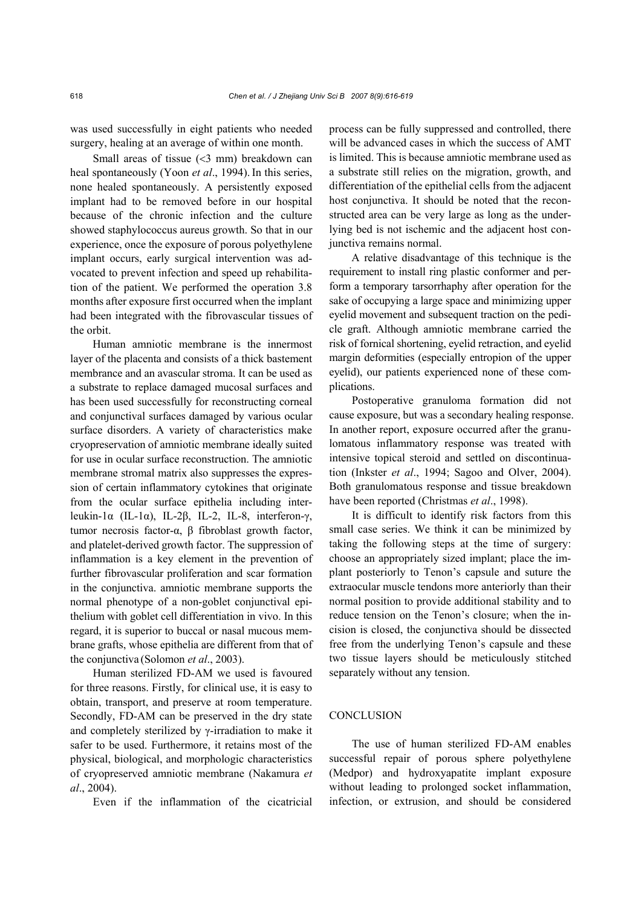was used successfully in eight patients who needed surgery, healing at an average of within one month.

Small areas of tissue (<3 mm) breakdown can heal spontaneously (Yoon *et al*., 1994). In this series, none healed spontaneously. A persistently exposed implant had to be removed before in our hospital because of the chronic infection and the culture showed staphylococcus aureus growth. So that in our experience, once the exposure of porous polyethylene implant occurs, early surgical intervention was advocated to prevent infection and speed up rehabilitation of the patient. We performed the operation 3.8 months after exposure first occurred when the implant had been integrated with the fibrovascular tissues of the orbit.

Human amniotic membrane is the innermost layer of the placenta and consists of a thick bastement membrance and an avascular stroma. It can be used as a substrate to replace damaged mucosal surfaces and has been used successfully for reconstructing corneal and conjunctival surfaces damaged by various ocular surface disorders. A variety of characteristics make cryopreservation of amniotic membrane ideally suited for use in ocular surface reconstruction. The amniotic membrane stromal matrix also suppresses the expression of certain inflammatory cytokines that originate from the ocular surface epithelia including interleukin-1α (IL-1α), IL-2β, IL-2, IL-8, interferon-γ, tumor necrosis factor-α, β fibroblast growth factor, and platelet-derived growth factor. The suppression of inflammation is a key element in the prevention of further fibrovascular proliferation and scar formation in the conjunctiva. amniotic membrane supports the normal phenotype of a non-goblet conjunctival epithelium with goblet cell differentiation in vivo. In this regard, it is superior to buccal or nasal mucous membrane grafts, whose epithelia are different from that of the conjunctiva (Solomon *et al*., 2003).

Human sterilized FD-AM we used is favoured for three reasons. Firstly, for clinical use, it is easy to obtain, transport, and preserve at room temperature. Secondly, FD-AM can be preserved in the dry state and completely sterilized by γ-irradiation to make it safer to be used. Furthermore, it retains most of the physical, biological, and morphologic characteristics of cryopreserved amniotic membrane (Nakamura *et al*., 2004).

Even if the inflammation of the cicatricial process can be fully suppressed and controlled, there will be advanced cases in which the success of AMT is limited. This is because amniotic membrane used as a substrate still relies on the migration, growth, and differentiation of the epithelial cells from the adjacent host conjunctiva. It should be noted that the reconstructed area can be very large as long as the underlying bed is not ischemic and the adjacent host conjunctiva remains normal.

A relative disadvantage of this technique is the requirement to install ring plastic conformer and perform a temporary tarsorrhaphy after operation for the sake of occupying a large space and minimizing upper eyelid movement and subsequent traction on the pedicle graft. Although amniotic membrane carried the risk of fornical shortening, eyelid retraction, and eyelid margin deformities (especially entropion of the upper eyelid), our patients experienced none of these complications.

Postoperative granuloma formation did not cause exposure, but was a secondary healing response. In another report, exposure occurred after the granulomatous inflammatory response was treated with intensive topical steroid and settled on discontinuation (Inkster *et al*., 1994; Sagoo and Olver, 2004). Both granulomatous response and tissue breakdown have been reported (Christmas *et al*., 1998).

It is difficult to identify risk factors from this small case series. We think it can be minimized by taking the following steps at the time of surgery: choose an appropriately sized implant; place the implant posteriorly to Tenon's capsule and suture the extraocular muscle tendons more anteriorly than their normal position to provide additional stability and to reduce tension on the Tenon's closure; when the incision is closed, the conjunctiva should be dissected free from the underlying Tenon's capsule and these two tissue layers should be meticulously stitched separately without any tension.

## CONCLUSION

The use of human sterilized FD-AM enables successful repair of porous sphere polyethylene (Medpor) and hydroxyapatite implant exposure without leading to prolonged socket inflammation, infection, or extrusion, and should be considered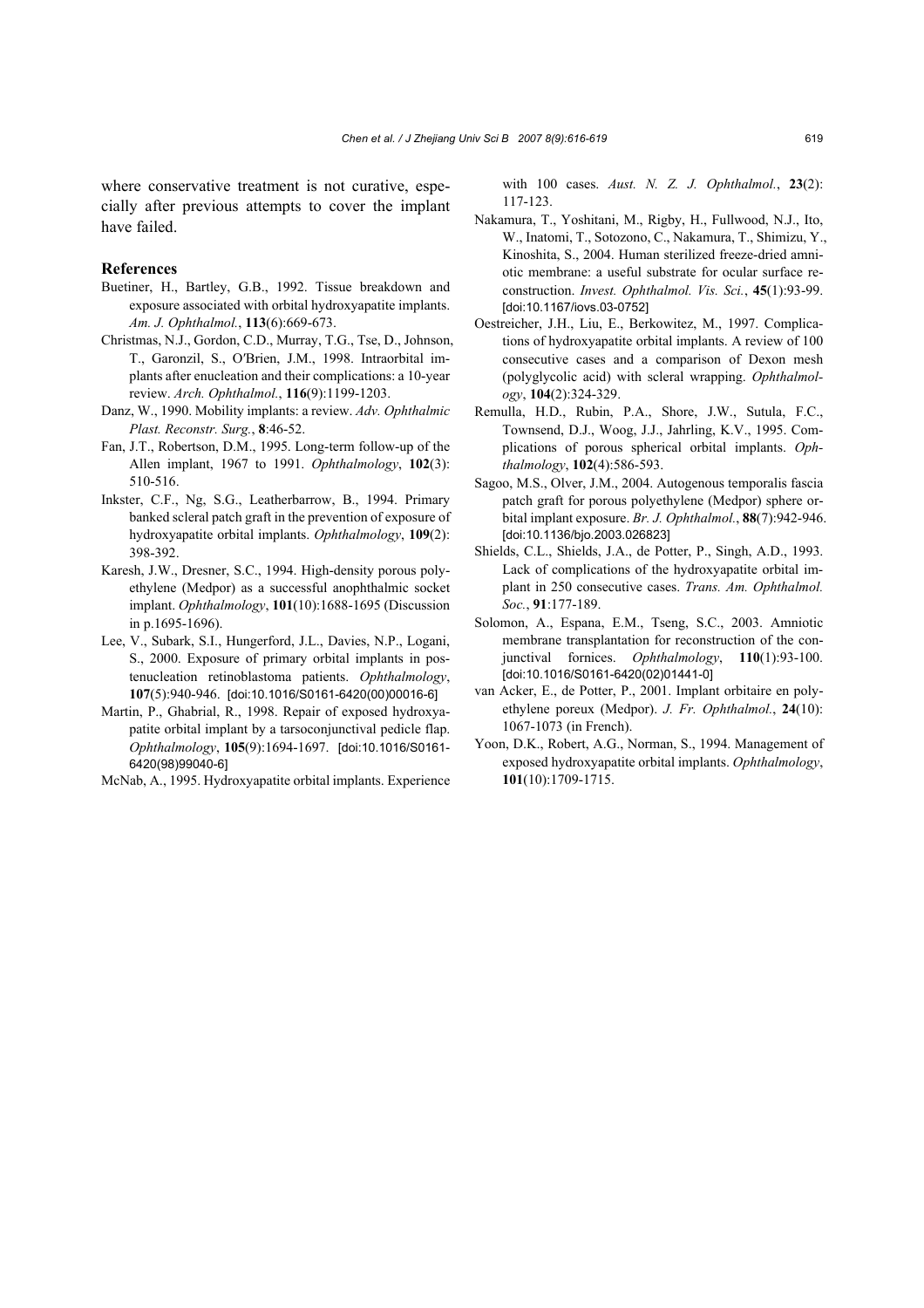where conservative treatment is not curative, especially after previous attempts to cover the implant have failed.

## References

Buetiner, H., Bartley, G.B., 1992. Tissue breakdown and exposure associated with orbital hydroxyapatite implants. *Am. J. Ophthalmol.*, **113**(6):669-673.

Christmas, N.J., Gordon, C.D., Murray, T.G., Tse, D., Johnson, T., Garonzil, S., O′Brien, J.M., 1998. Intraorbital implants after enucleation and their complications: a 10-year review. *Arch. Ophthalmol.*, **116**(9):1199-1203.

Danz, W., 1990. Mobility implants: a review. *Adv. Ophthalmic Plast. Reconstr. Surg.*, **8**:46-52.

Fan, J.T., Robertson, D.M., 1995. Long-term follow-up of the Allen implant, 1967 to 1991. *Ophthalmology*, **102**(3): 510-516.

Inkster, C.F., Ng, S.G., Leatherbarrow, B., 1994. Primary banked scleral patch graft in the prevention of exposure of hydroxyapatite orbital implants. *Ophthalmology*, **109**(2): 398-392.

Karesh, J.W., Dresner, S.C., 1994. High-density porous polyethylene (Medpor) as a successful anophthalmic socket implant. *Ophthalmology*, **101**(10):1688-1695 (Discussion in p.1695-1696).

Lee, V., Subark, S.I., Hungerford, J.L., Davies, N.P., Logani, S., 2000. Exposure of primary orbital implants in postenucleation retinoblastoma patients. *Ophthalmology*, **107**(5):940-946. [doi:10.1016/S0161-6420(00)00016-6]

Martin, P., Ghabrial, R., 1998. Repair of exposed hydroxyapatite orbital implant by a tarsoconjunctival pedicle flap. *Ophthalmology*, **105**(9):1694-1697. [doi:10.1016/S0161-6420(98)99040-6]

McNab, A., 1995. Hydroxyapatite orbital implants. Experience with 100 cases. *Aust. N. Z. J. Ophthalmol.*, **23**(2): 117-123.

Nakamura, T., Yoshitani, M., Rigby, H., Fullwood, N.J., Ito, W., Inatomi, T., Sotozono, C., Nakamura, T., Shimizu, Y., Kinoshita, S., 2004. Human sterilized freeze-dried amniotic membrane: a useful substrate for ocular surface reconstruction. *Invest. Ophthalmol. Vis. Sci.*, **45**(1):93-99. [doi:10.1167/iovs.03-0752]

Oestreicher, J.H., Liu, E., Berkowitez, M., 1997. Complications of hydroxyapatite orbital implants. A review of 100 consecutive cases and a comparison of Dexon mesh (polyglycolic acid) with scleral wrapping. *Ophthalmology*, **104**(2):324-329.

Remulla, H.D., Rubin, P.A., Shore, J.W., Sutula, F.C., Townsend, D.J., Woog, J.J., Jahrling, K.V., 1995. Complications of porous spherical orbital implants. *Ophthalmology*, **102**(4):586-593.

Sagoo, M.S., Olver, J.M., 2004. Autogenous temporalis fascia patch graft for porous polyethylene (Medpor) sphere orbital implant exposure. *Br. J. Ophthalmol.*, **88**(7):942-946. [doi:10.1136/bjo.2003.026823]

Shields, C.L., Shields, J.A., de Potter, P., Singh, A.D., 1993. Lack of complications of the hydroxyapatite orbital implant in 250 consecutive cases. *Trans. Am. Ophthalmol. Soc.*, **91**:177-189.

Solomon, A., Espana, E.M., Tseng, S.C., 2003. Amniotic membrane transplantation for reconstruction of the conjunctival fornices. *Ophthalmology*, **110**(1):93-100. [doi:10.1016/S0161-6420(02)01441-0]

van Acker, E., de Potter, P., 2001. Implant orbitaire en polyethylene poreux (Medpor). *J. Fr. Ophthalmol.*, **24**(10): 1067-1073 (in French).

Yoon, D.K., Robert, A.G., Norman, S., 1994. Management of exposed hydroxyapatite orbital implants. *Ophthalmology*, **101**(10):1709-1715.